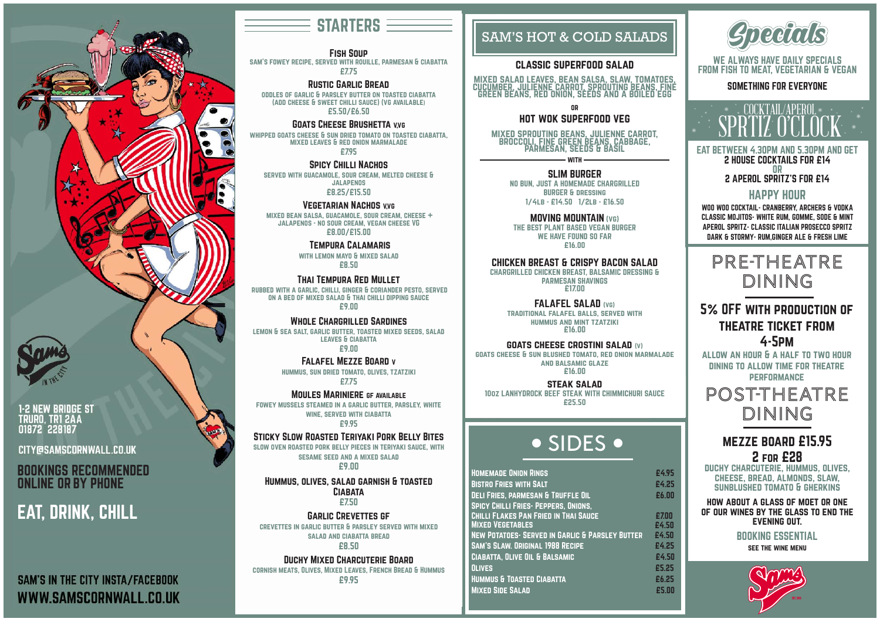Sams IN THE CITY

1-2 New Bridge St
Truro, TR1 2AA
01872 228187

city@samscornwall.co.uk

**Bookings recommended online or by phone**

## Eat, Drink, Chill

Sam's in the City Insta/Facebook
www.samscornwall.co.uk

## Starters

**Fish Soup**
Sam's Fowey recipe, served with rouille, parmesan & ciabatta
£7.75

**Rustic Garlic Bread**
Oddles of garlic & parsley butter on toasted ciabatta (add cheese & sweet chilli sauce) (vg available)
£5.50/£6.50

**Goats Cheese Brushetta v,vg**
Whipped goats cheese & sun dried tomato on toasted ciabatta, mixed leaves & red onion marmalade
£7.95

**Spicy Chilli Nachos**
Served with guacamole, sour cream, melted cheese & jalapenos
£8.25/£15.50

**Vegetarian Nachos v,vg**
Mixed bean salsa, guacamole, sour cream, cheese + jalapenos - no sour cream, vegan cheese vg
£8.00/£15.00

**Tempura Calamaris**
With lemon mayo & mixed salad
£8.50

**Thai Tempura Red Mullet**
Rubbed with a garlic, chilli, ginger & coriander pesto, served on a bed of mixed salad & thai chilli dipping sauce
£9.00

**Whole Chargrilled Sardines**
Lemon & sea salt, garlic butter, toasted mixed seeds, salad leaves & ciabatta
£9.00

**Falafel Mezze Board v**
Hummus, sun dried tomato, olives, tzatziki
£7.75

**Moules Mariniere gf available**
Fowey mussels steamed in a garlic butter, parsley, white wine, served with ciabatta
£9.95

**Sticky Slow Roasted Teriyaki Pork Belly Bites**
Slow oven roasted pork belly pieces in teriyaki sauce, with sesame seed and a mixed salad
£9.00

**Hummus, Olives, Salad Garnish & Toasted Ciabata**
£7.50

**Garlic Crevettes gf**
Crevettes in garlic butter & parsley served with mixed salad and ciabatta bread
£8.50

**Duchy Mixed Charcuterie Board**
Cornish meats, olives, mixed leaves, French bread & hummus
£9.95

## Sam's Hot & Cold Salads

**Classic Superfood Salad**
Mixed salad leaves, bean salsa, slaw, tomatoes, cucumber, julienne carrot, sprouting beans, fine green beans, red onion, seeds and a boiled egg

or

**Hot Wok Superfood Veg**
Mixed sprouting beans, julienne carrot, broccoli, fine green beans, cabbage, parmesan, seeds & basil

with

**Slim Burger**
No bun, just a homemade chargrilled burger & dressing
1/4lb - £14.50 1/2lb - £16.50

**Moving Mountain (vg)**
The best plant based vegan burger we have found so far
£16.00

**Chicken Breast & Crispy Bacon Salad**
Chargrilled chicken breast, balsamic dressing & parmesan shavings
£17.00

**Falafel Salad (vg)**
Traditional falafel balls, served with hummus and mint tzatziki
£16.00

**Goats Cheese Crostini Salad (v)**
Goats cheese & sun blushed tomato, red onion marmalade and balsamic glaze
£16.00

**Steak Salad**
10oz Lanhydrock beef steak with chimmichuri sauce
£25.50

## • Sides •

| Item | Price |
|---|---|
| Homemade Onion Rings | £4.95 |
| Bistro Fries with Salt | £4.25 |
| Deli Fries, Parmesan & Truffle Oil | £6.00 |
| Spicy Chilli Fries- Peppers, Onions, Chilli Flakes Pan Fried in Thai Sauce | £7.00 |
| Mixed Vegetables | £4.50 |
| New Potatoes- Served in Garlic & Parsley Butter | £4.50 |
| Sam's Slaw. Original 1988 Recipe | £4.25 |
| Ciabatta, Olive Oil & Balsamic | £4.50 |
| Olives | £5.25 |
| Hummus & Toasted Ciabatta | £6.25 |
| Mixed Side Salad | £5.00 |

## Specials

We always have daily specials from fish to meat, vegetarian & vegan

**Something for everyone**

## Cocktail/Aperol Spritz O'Clock

Eat between 4.30pm and 5.30pm and get
**2 house cocktails for £14**
or
**2 Aperol Spritz's for £14**

### Happy Hour

**Woo Woo Cocktail**- Cranberry, Archers & Vodka
**Classic Mojitos**- White rum, gomme, sode & mint
**Aperol Spritz**- Classic Italian prosecco spritz
**Dark & Stormy**- Rum, ginger ale & fresh lime

## Pre-Theatre Dining

**5% off with production of theatre ticket from 4-5pm**

Allow an hour & a half to two hour dining to allow time for theatre performance

## Post-Theatre Dining

**Mezze Board £15.95**
**2 for £28**

Duchy charcuterie, hummus, olives, cheese, bread, almonds, slaw, sunblushed tomato & gherkins

**How about a glass of Moet or one of our wines by the glass to end the evening out.**

**Booking essential**

See the wine menu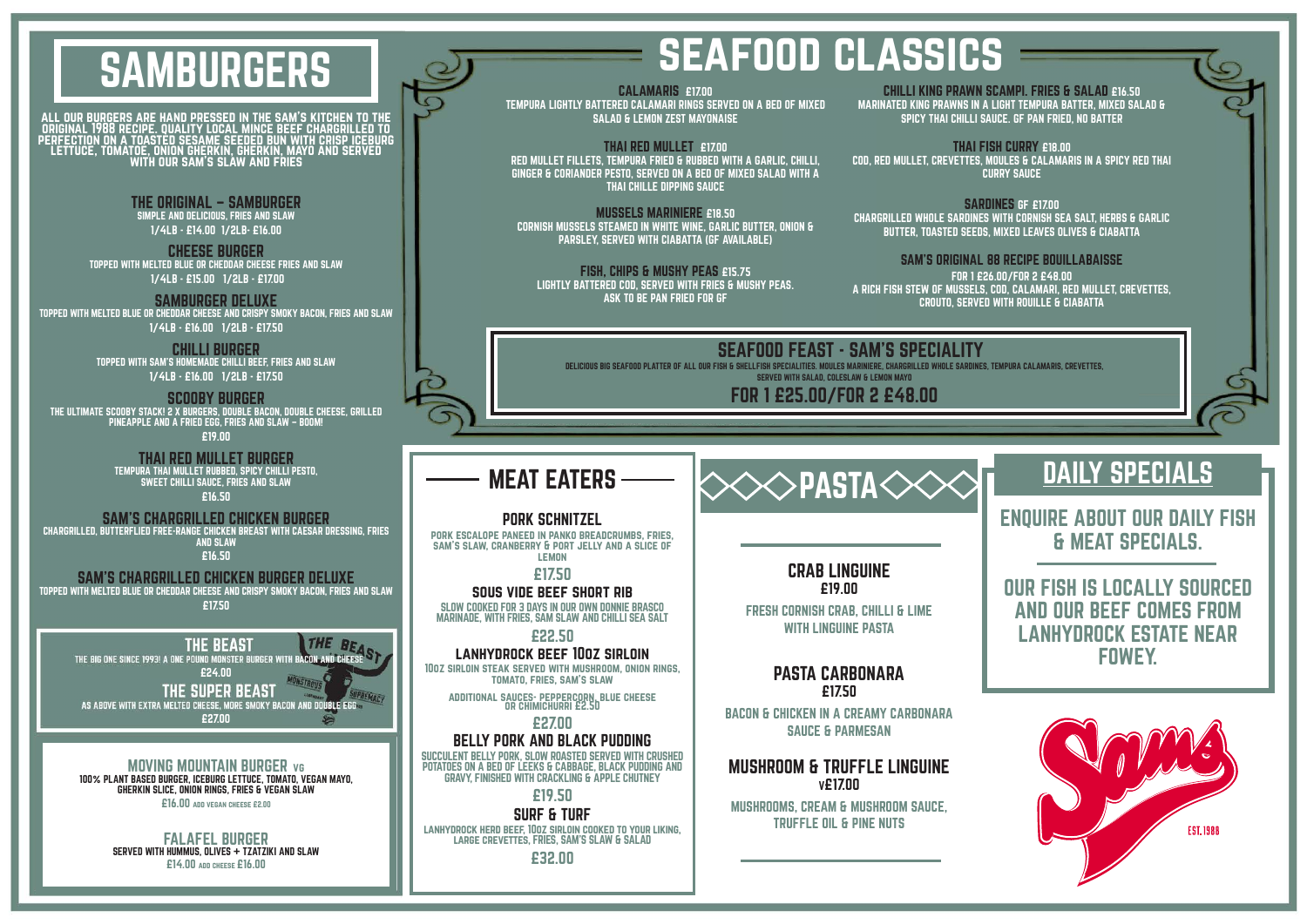# SAMBURGERS

ALL OUR BURGERS ARE HAND PRESSED IN THE SAM'S KITCHEN TO THE ORIGINAL 1988 RECIPE. QUALITY LOCAL MINCE BEEF CHARGRILLED TO PERFECTION ON A TOASTED SESAME SEEDED BUN WITH CRISP ICEBURG LETTUCE, TOMATOE, ONION GHERKIN, GHERKIN, MAYO AND SERVED WITH OUR SAM'S SLAW AND FRIES

### THE ORIGINAL – SAMBURGER
SIMPLE AND DELICIOUS, FRIES AND SLAW
1/4LB - £14.00 1/2LB- £16.00

### CHEESE BURGER
TOPPED WITH MELTED BLUE OR CHEDDAR CHEESE FRIES AND SLAW
1/4LB - £15.00 1/2LB - £17.00

### SAMBURGER DELUXE
TOPPED WITH MELTED BLUE OR CHEDDAR CHEESE AND CRISPY SMOKY BACON, FRIES AND SLAW
1/4LB - £16.00 1/2LB - £17.50

### CHILLI BURGER
TOPPED WITH SAM'S HOMEMADE CHILLI BEEF, FRIES AND SLAW
1/4LB - £16.00 1/2LB - £17.50

### SCOOBY BURGER
THE ULTIMATE SCOOBY STACK! 2 X BURGERS, DOUBLE BACON, DOUBLE CHEESE, GRILLED PINEAPPLE AND A FRIED EGG, FRIES AND SLAW – BOOM!
£19.00

### THAI RED MULLET BURGER
TEMPURA THAI MULLET RUBBED, SPICY CHILLI PESTO, SWEET CHILLI SAUCE, FRIES AND SLAW
£16.50

### SAM'S CHARGRILLED CHICKEN BURGER
CHARGRILLED, BUTTERFLIED FREE-RANGE CHICKEN BREAST WITH CAESAR DRESSING, FRIES AND SLAW
£16.50

### SAM'S CHARGRILLED CHICKEN BURGER DELUXE
TOPPED WITH MELTED BLUE OR CHEDDAR CHEESE AND CRISPY SMOKY BACON, FRIES AND SLAW
£17.50

### THE BEAST
THE BIG ONE SINCE 1993! A ONE POUND MONSTER BURGER WITH BACON AND CHEESE
£24.00

### THE SUPER BEAST
AS ABOVE WITH EXTRA MELTED CHEESE, MORE SMOKY BACON AND DOUBLE EGG
£27.00

### MOVING MOUNTAIN BURGER VG
100% PLANT BASED BURGER, ICEBURG LETTUCE, TOMATO, VEGAN MAYO, GHERKIN SLICE, ONION RINGS, FRIES & VEGAN SLAW
£16.00 ADD VEGAN CHEESE £2.00

### FALAFEL BURGER
SERVED WITH HUMMUS, OLIVES + TZATZIKI AND SLAW
£14.00 ADD CHEESE £16.00

# SEAFOOD CLASSICS

### CALAMARIS £17.00
TEMPURA LIGHTLY BATTERED CALAMARI RINGS SERVED ON A BED OF MIXED SALAD & LEMON ZEST MAYONAISE

### THAI RED MULLET £17.00
RED MULLET FILLETS, TEMPURA FRIED & RUBBED WITH A GARLIC, CHILLI, GINGER & CORIANDER PESTO, SERVED ON A BED OF MIXED SALAD WITH A THAI CHILLE DIPPING SAUCE

### MUSSELS MARINIERE £18.50
CORNISH MUSSELS STEAMED IN WHITE WINE, GARLIC BUTTER, ONION & PARSLEY, SERVED WITH CIABATTA (GF AVAILABLE)

### FISH, CHIPS & MUSHY PEAS £15.75
LIGHTLY BATTERED COD, SERVED WITH FRIES & MUSHY PEAS. ASK TO BE PAN FRIED FOR GF

### CHILLI KING PRAWN SCAMPI, FRIES & SALAD £16.50
MARINATED KING PRAWNS IN A LIGHT TEMPURA BATTER, MIXED SALAD & SPICY THAI CHILLI SAUCE. GF PAN FRIED, NO BATTER

### THAI FISH CURRY £18.00
COD, RED MULLET, CREVETTES, MOULES & CALAMARIS IN A SPICY RED THAI CURRY SAUCE

### SARDINES GF £17.00
CHARGRILLED WHOLE SARDINES WITH CORNISH SEA SALT, HERBS & GARLIC BUTTER, TOASTED SEEDS, MIXED LEAVES OLIVES & CIABATTA

### SAM'S ORIGINAL 88 RECIPE BOUILLABAISSE
FOR 1 £26.00/FOR 2 £48.00
A RICH FISH STEW OF MUSSELS, COD, CALAMARI, RED MULLET, CREVETTES, CROUTO, SERVED WITH ROUILLE & CIABATTA

### SEAFOOD FEAST - SAM'S SPECIALITY
DELICIOUS BIG SEAFOOD PLATTER OF ALL OUR FISH & SHELLFISH SPECIALITIES, MOULES MARINIERE, CHARGRILLED WHOLE SARDINES, TEMPURA CALAMARIS, CREVETTES, SERVED WITH SALAD, COLESLAW & LEMON MAYO

FOR 1 £25.00/FOR 2 £48.00

# MEAT EATERS

### PORK SCHNITZEL
PORK ESCALOPE PANEED IN PANKO BREADCRUMBS, FRIES, SAM'S SLAW, CRANBERRY & PORT JELLY AND A SLICE OF LEMON
£17.50

### SOUS VIDE BEEF SHORT RIB
SLOW COOKED FOR 3 DAYS IN OUR OWN DONNIE BRASCO MARINADE, WITH FRIES, SAM SLAW AND CHILLI SEA SALT
£22.50

### LANHYDROCK BEEF 10OZ SIRLOIN
10OZ SIRLOIN STEAK SERVED WITH MUSHROOM, ONION RINGS, TOMATO, FRIES, SAM'S SLAW

ADDITIONAL SAUCES- PEPPERCORN, BLUE CHEESE OR CHIMICHURRI £2.50

£27.00

### BELLY PORK AND BLACK PUDDING
SUCCULENT BELLY PORK, SLOW ROASTED SERVED WITH CRUSHED POTATOES ON A BED OF LEEKS & CABBAGE, BLACK PUDDING AND GRAVY, FINISHED WITH CRACKLING & APPLE CHUTNEY
£19.50

### SURF & TURF
LANHYDROCK HERD BEEF, 10OZ SIRLOIN COOKED TO YOUR LIKING, LARGE CREVETTES, FRIES, SAM'S SLAW & SALAD
£32.00

# PASTA

### CRAB LINGUINE
£19.00
FRESH CORNISH CRAB, CHILLI & LIME WITH LINGUINE PASTA

### PASTA CARBONARA
£17.50
BACON & CHICKEN IN A CREAMY CARBONARA SAUCE & PARMESAN

### MUSHROOM & TRUFFLE LINGUINE
V£17.00
MUSHROOMS, CREAM & MUSHROOM SAUCE, TRUFFLE OIL & PINE NUTS

# DAILY SPECIALS

ENQUIRE ABOUT OUR DAILY FISH & MEAT SPECIALS.

OUR FISH IS LOCALLY SOURCED AND OUR BEEF COMES FROM LANHYDROCK ESTATE NEAR FOWEY.

Sams EST. 1988